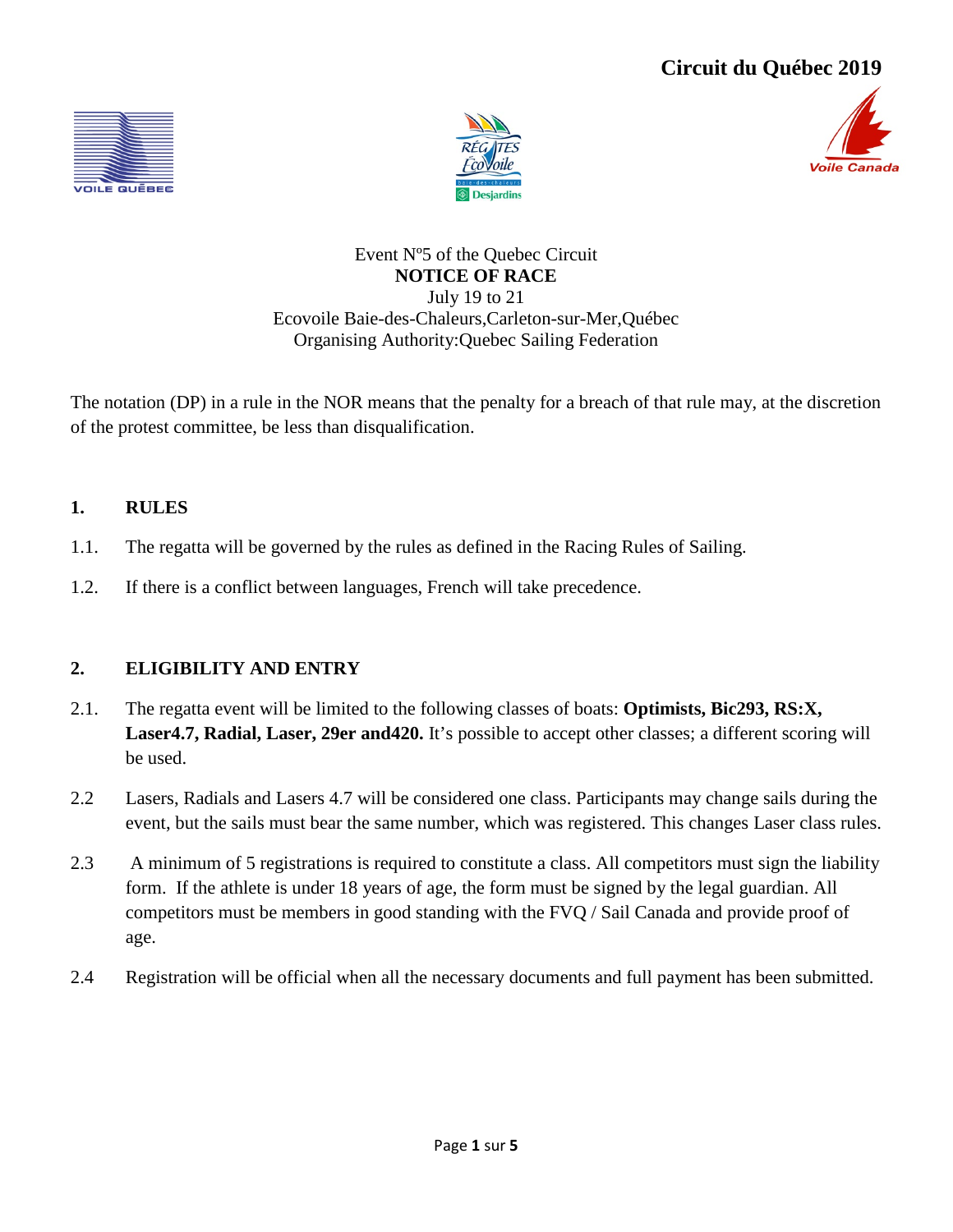**Circuit du Québec 2019**

Event Nº5 of the Quebec Circuit

**NOTICE OF RACE**

July 19 to 21

Ecovoile Baie-des-Chaleurs,Carleton-sur-Mer,Québec

Organising Authority:Quebec Sailing Federation

The notation (DP) in a rule in the NOR means that the penalty for a breach of that rule may, at the discretion of the protest committee, be less than disqualification.

## 1. RULES

1.1. The regatta will be governed by the rules as defined in the Racing Rules of Sailing.

1.2. If there is a conflict between languages, French will take precedence.

## 2. ELIGIBILITY AND ENTRY

2.1. The regatta event will be limited to the following classes of boats: **Optimists, Bic293, RS:X, Laser4.7, Radial, Laser, 29er and420.** It's possible to accept other classes; a different scoring will be used.

2.2 Lasers, Radials and Lasers 4.7 will be considered one class. Participants may change sails during the event, but the sails must bear the same number, which was registered. This changes Laser class rules.

2.3 A minimum of 5 registrations is required to constitute a class. All competitors must sign the liability form. If the athlete is under 18 years of age, the form must be signed by the legal guardian. All competitors must be members in good standing with the FVQ / Sail Canada and provide proof of age.

2.4 Registration will be official when all the necessary documents and full payment has been submitted.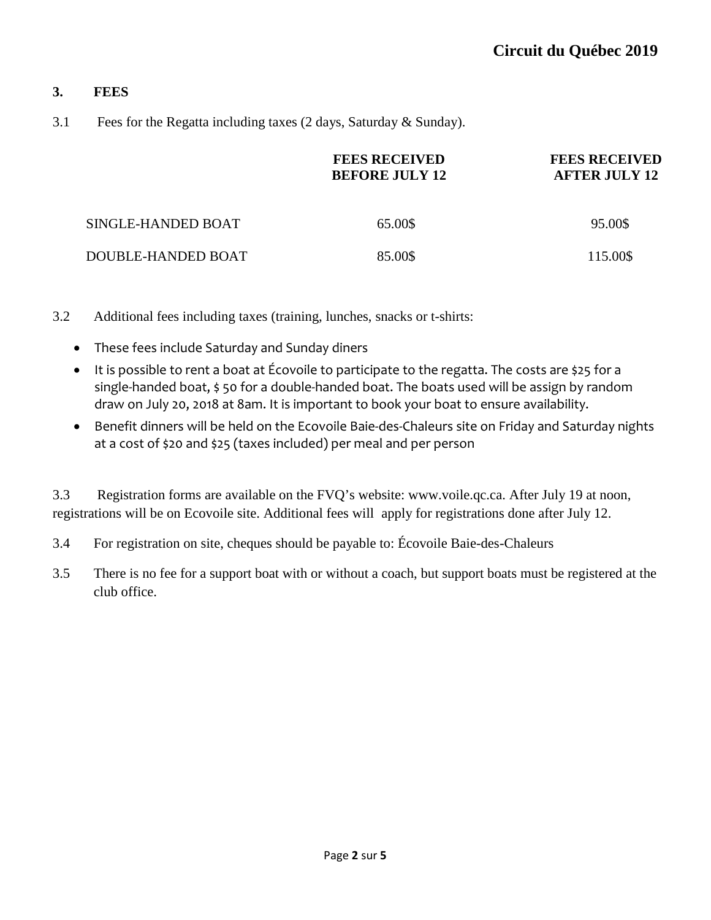## 3. FEES

3.1 Fees for the Regatta including taxes (2 days, Saturday & Sunday).

| | FEES RECEIVED BEFORE JULY 12 | FEES RECEIVED AFTER JULY 12 |
|---|---|---|
| SINGLE-HANDED BOAT | 65.00$ | 95.00$ |
| DOUBLE-HANDED BOAT | 85.00$ | 115.00$ |

3.2 Additional fees including taxes (training, lunches, snacks or t-shirts:

- These fees include Saturday and Sunday diners
- It is possible to rent a boat at Écovoile to participate to the regatta. The costs are $25 for a single-handed boat, $ 50 for a double-handed boat. The boats used will be assign by random draw on July 20, 2018 at 8am. It is important to book your boat to ensure availability.
- Benefit dinners will be held on the Ecovoile Baie-des-Chaleurs site on Friday and Saturday nights at a cost of $20 and $25 (taxes included) per meal and per person

3.3 Registration forms are available on the FVQ's website: www.voile.qc.ca. After July 19 at noon, registrations will be on Ecovoile site. Additional fees will apply for registrations done after July 12.

3.4 For registration on site, cheques should be payable to: Écovoile Baie-des-Chaleurs

3.5 There is no fee for a support boat with or without a coach, but support boats must be registered at the club office.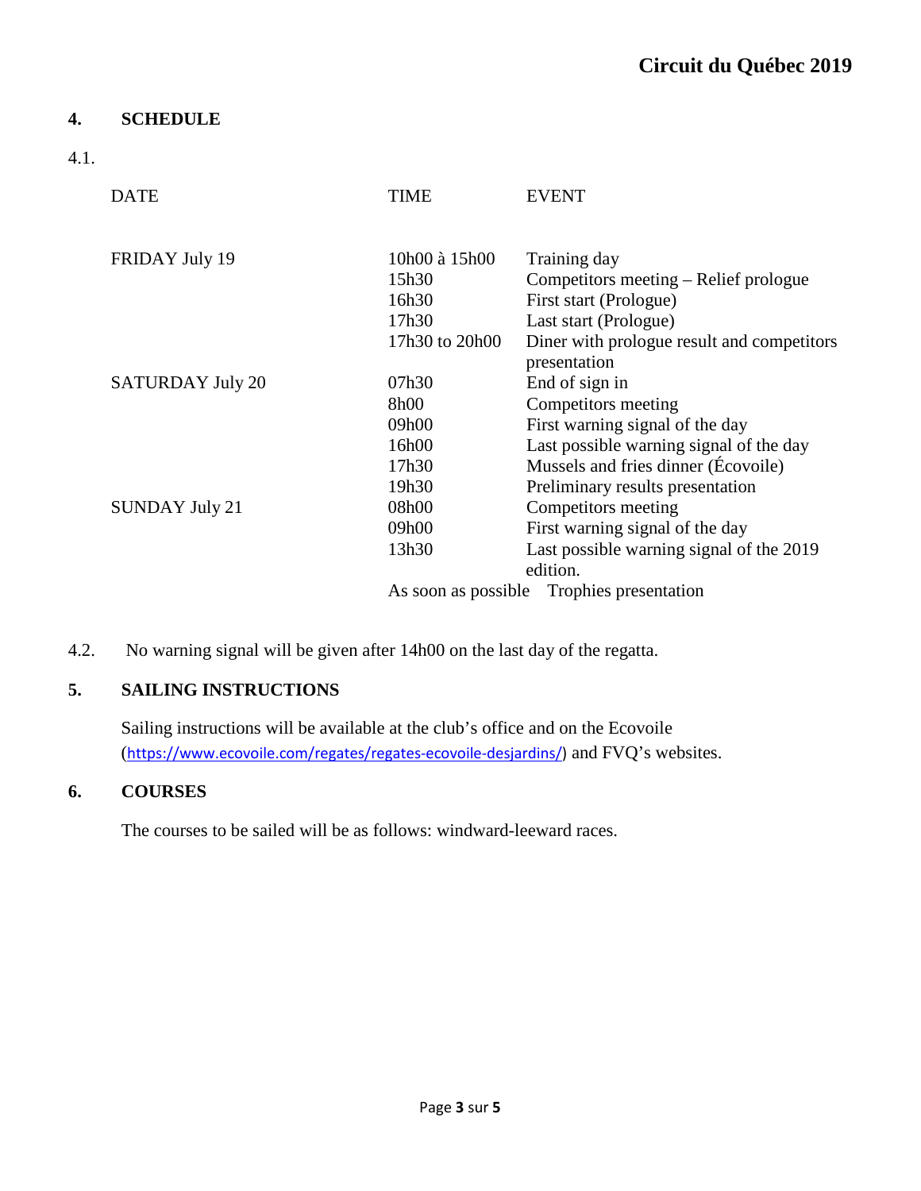## 4. SCHEDULE

4.1.

| DATE | TIME | EVENT |
| --- | --- | --- |
| FRIDAY July 19 | 10h00 à 15h00 | Training day |
| | 15h30 | Competitors meeting – Relief prologue |
| | 16h30 | First start (Prologue) |
| | 17h30 | Last start (Prologue) |
| | 17h30 to 20h00 | Diner with prologue result and competitors presentation |
| SATURDAY July 20 | 07h30 | End of sign in |
| | 8h00 | Competitors meeting |
| | 09h00 | First warning signal of the day |
| | 16h00 | Last possible warning signal of the day |
| | 17h30 | Mussels and fries dinner (Écovoile) |
| | 19h30 | Preliminary results presentation |
| SUNDAY July 21 | 08h00 | Competitors meeting |
| | 09h00 | First warning signal of the day |
| | 13h30 | Last possible warning signal of the 2019 edition. |
| | As soon as possible | Trophies presentation |

4.2. No warning signal will be given after 14h00 on the last day of the regatta.

## 5. SAILING INSTRUCTIONS

Sailing instructions will be available at the club's office and on the Ecovoile (https://www.ecovoile.com/regates/regates-ecovoile-desjardins/) and FVQ's websites.

## 6. COURSES

The courses to be sailed will be as follows: windward-leeward races.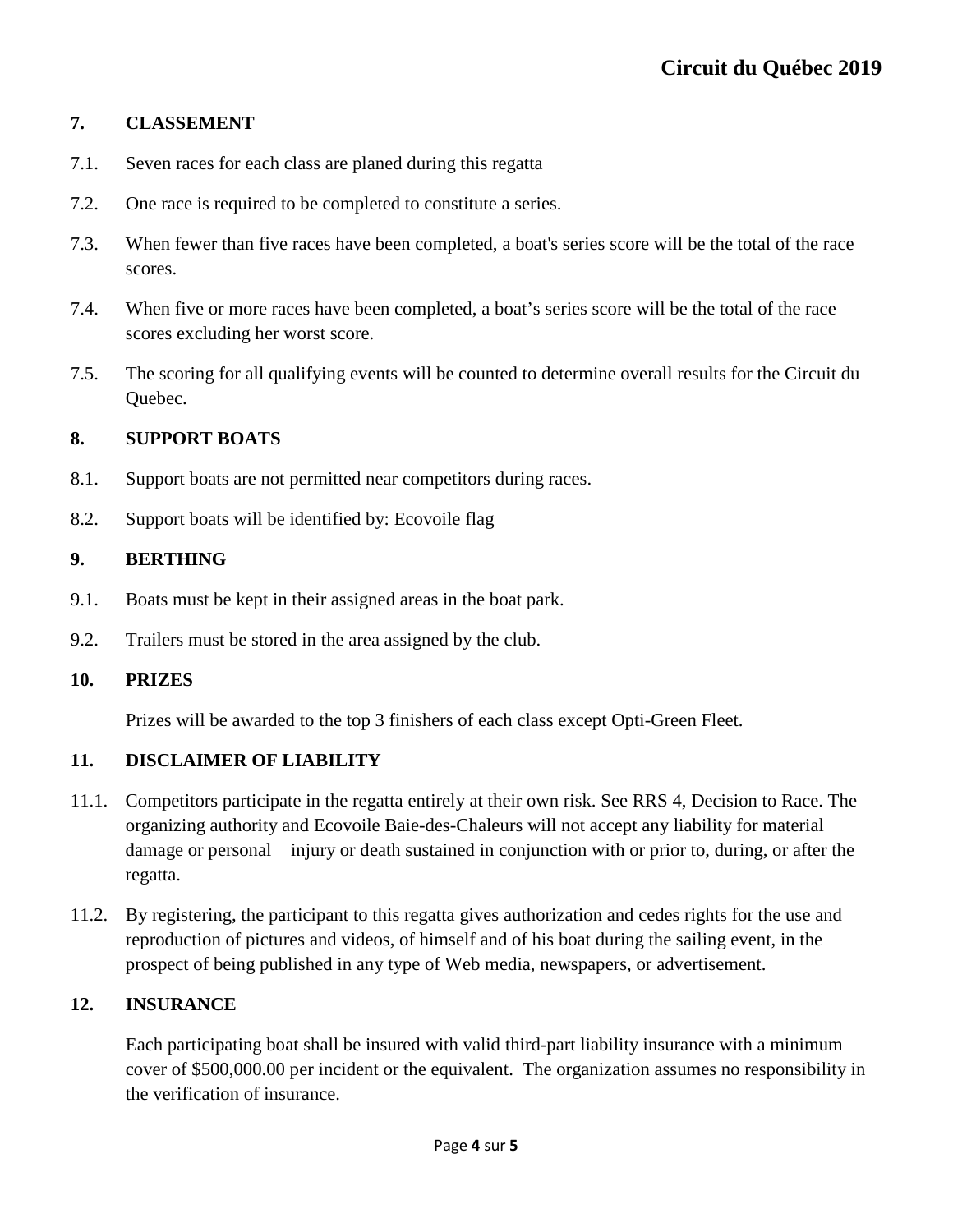## 7. CLASSEMENT

7.1. Seven races for each class are planed during this regatta

7.2. One race is required to be completed to constitute a series.

7.3. When fewer than five races have been completed, a boat's series score will be the total of the race scores.

7.4. When five or more races have been completed, a boat's series score will be the total of the race scores excluding her worst score.

7.5. The scoring for all qualifying events will be counted to determine overall results for the Circuit du Quebec.

## 8. SUPPORT BOATS

8.1. Support boats are not permitted near competitors during races.

8.2. Support boats will be identified by: Ecovoile flag

## 9. BERTHING

9.1. Boats must be kept in their assigned areas in the boat park.

9.2. Trailers must be stored in the area assigned by the club.

## 10. PRIZES

Prizes will be awarded to the top 3 finishers of each class except Opti-Green Fleet.

## 11. DISCLAIMER OF LIABILITY

11.1. Competitors participate in the regatta entirely at their own risk. See RRS 4, Decision to Race. The organizing authority and Ecovoile Baie-des-Chaleurs will not accept any liability for material damage or personal injury or death sustained in conjunction with or prior to, during, or after the regatta.

11.2. By registering, the participant to this regatta gives authorization and cedes rights for the use and reproduction of pictures and videos, of himself and of his boat during the sailing event, in the prospect of being published in any type of Web media, newspapers, or advertisement.

## 12. INSURANCE

Each participating boat shall be insured with valid third-part liability insurance with a minimum cover of $500,000.00 per incident or the equivalent. The organization assumes no responsibility in the verification of insurance.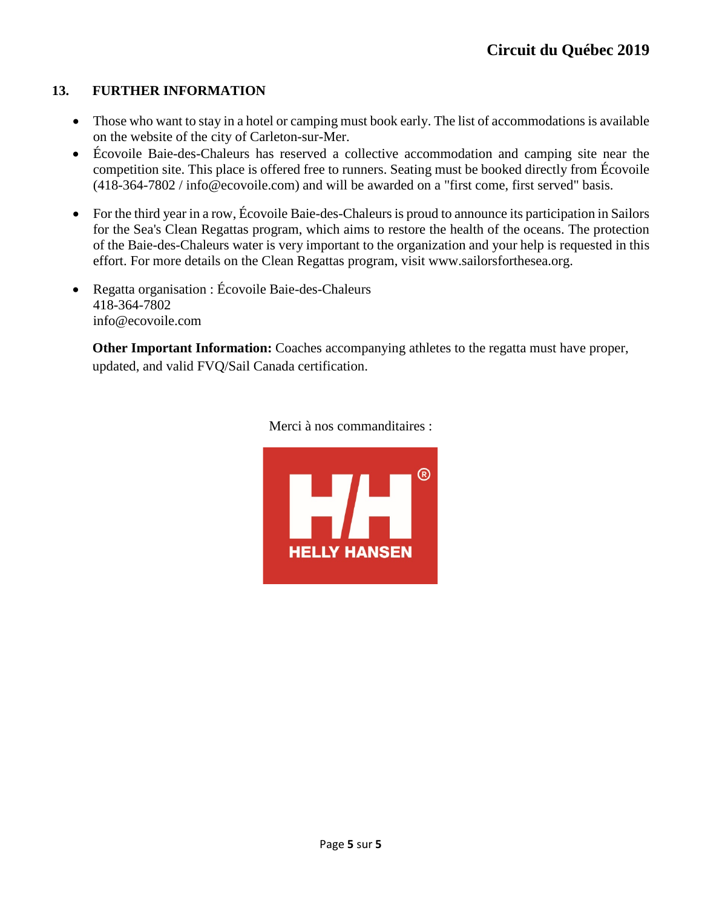## 13. FURTHER INFORMATION

- Those who want to stay in a hotel or camping must book early. The list of accommodations is available on the website of the city of Carleton-sur-Mer.
- Écovoile Baie-des-Chaleurs has reserved a collective accommodation and camping site near the competition site. This place is offered free to runners. Seating must be booked directly from Écovoile (418-364-7802 / info@ecovoile.com) and will be awarded on a "first come, first served" basis.
- For the third year in a row, Écovoile Baie-des-Chaleurs is proud to announce its participation in Sailors for the Sea's Clean Regattas program, which aims to restore the health of the oceans. The protection of the Baie-des-Chaleurs water is very important to the organization and your help is requested in this effort. For more details on the Clean Regattas program, visit www.sailorsforthesea.org.
- Regatta organisation : Écovoile Baie-des-Chaleurs
  418-364-7802
  info@ecovoile.com

**Other Important Information:** Coaches accompanying athletes to the regatta must have proper, updated, and valid FVQ/Sail Canada certification.

Merci à nos commanditaires :

HELLY HANSEN